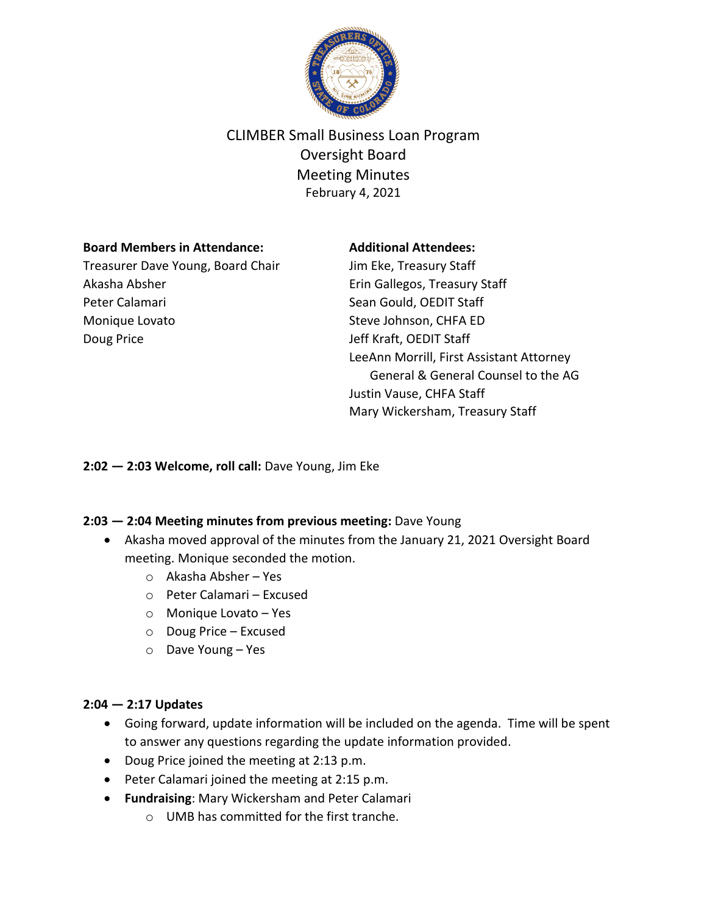# CLIMBER Small Business Loan Program
## Oversight Board
## Meeting Minutes
February 4, 2021

**Board Members in Attendance:**
Treasurer Dave Young, Board Chair
Akasha Absher
Peter Calamari
Monique Lovato
Doug Price

**Additional Attendees:**
Jim Eke, Treasury Staff
Erin Gallegos, Treasury Staff
Sean Gould, OEDIT Staff
Steve Johnson, CHFA ED
Jeff Kraft, OEDIT Staff
LeeAnn Morrill, First Assistant Attorney General & General Counsel to the AG
Justin Vause, CHFA Staff
Mary Wickersham, Treasury Staff

**2:02 — 2:03 Welcome, roll call:** Dave Young, Jim Eke

**2:03 — 2:04 Meeting minutes from previous meeting:** Dave Young

- Akasha moved approval of the minutes from the January 21, 2021 Oversight Board meeting. Monique seconded the motion.
    - Akasha Absher – Yes
    - Peter Calamari – Excused
    - Monique Lovato – Yes
    - Doug Price – Excused
    - Dave Young – Yes

**2:04 — 2:17 Updates**

- Going forward, update information will be included on the agenda. Time will be spent to answer any questions regarding the update information provided.
- Doug Price joined the meeting at 2:13 p.m.
- Peter Calamari joined the meeting at 2:15 p.m.
- **Fundraising**: Mary Wickersham and Peter Calamari
    - UMB has committed for the first tranche.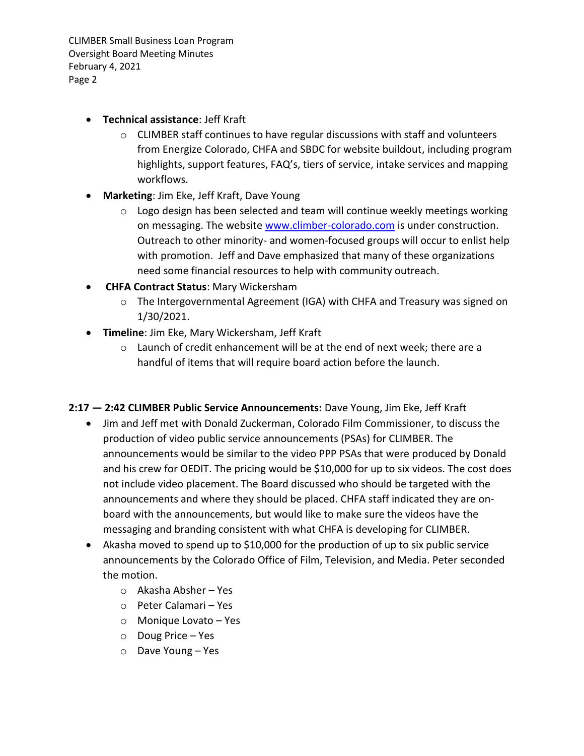- **Technical assistance**: Jeff Kraft
  - CLIMBER staff continues to have regular discussions with staff and volunteers from Energize Colorado, CHFA and SBDC for website buildout, including program highlights, support features, FAQ's, tiers of service, intake services and mapping workflows.
- **Marketing**: Jim Eke, Jeff Kraft, Dave Young
  - Logo design has been selected and team will continue weekly meetings working on messaging. The website [www.climber-colorado.com](www.climber-colorado.com) is under construction. Outreach to other minority- and women-focused groups will occur to enlist help with promotion. Jeff and Dave emphasized that many of these organizations need some financial resources to help with community outreach.
- **CHFA Contract Status**: Mary Wickersham
  - The Intergovernmental Agreement (IGA) with CHFA and Treasury was signed on 1/30/2021.
- **Timeline**: Jim Eke, Mary Wickersham, Jeff Kraft
  - Launch of credit enhancement will be at the end of next week; there are a handful of items that will require board action before the launch.

**2:17 — 2:42 CLIMBER Public Service Announcements:** Dave Young, Jim Eke, Jeff Kraft

- Jim and Jeff met with Donald Zuckerman, Colorado Film Commissioner, to discuss the production of video public service announcements (PSAs) for CLIMBER. The announcements would be similar to the video PPP PSAs that were produced by Donald and his crew for OEDIT. The pricing would be $10,000 for up to six videos. The cost does not include video placement. The Board discussed who should be targeted with the announcements and where they should be placed. CHFA staff indicated they are on-board with the announcements, but would like to make sure the videos have the messaging and branding consistent with what CHFA is developing for CLIMBER.
- Akasha moved to spend up to $10,000 for the production of up to six public service announcements by the Colorado Office of Film, Television, and Media. Peter seconded the motion.
  - Akasha Absher – Yes
  - Peter Calamari – Yes
  - Monique Lovato – Yes
  - Doug Price – Yes
  - Dave Young – Yes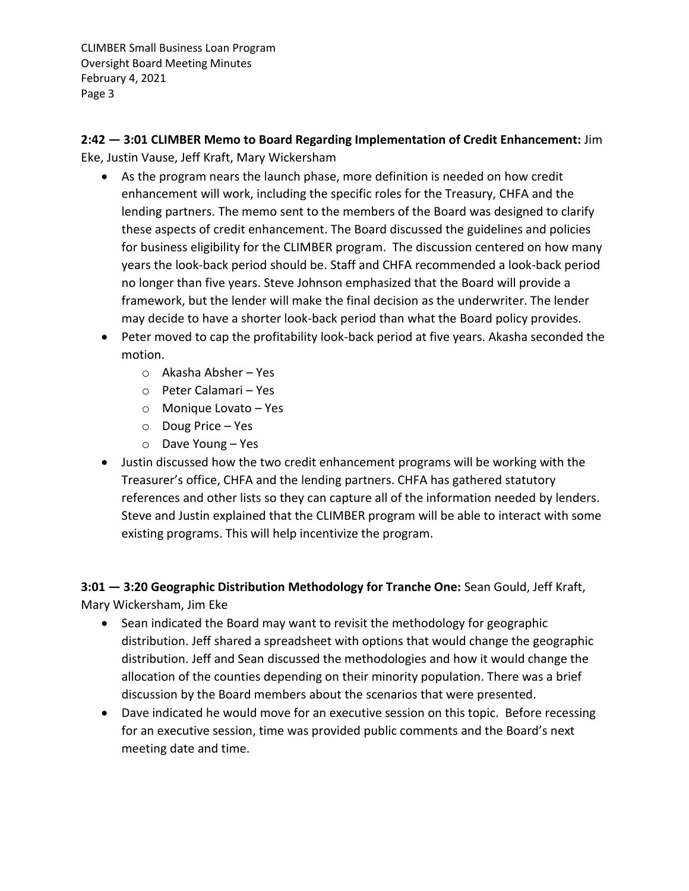**2:42 — 3:01 CLIMBER Memo to Board Regarding Implementation of Credit Enhancement:** Jim Eke, Justin Vause, Jeff Kraft, Mary Wickersham

- As the program nears the launch phase, more definition is needed on how credit enhancement will work, including the specific roles for the Treasury, CHFA and the lending partners. The memo sent to the members of the Board was designed to clarify these aspects of credit enhancement. The Board discussed the guidelines and policies for business eligibility for the CLIMBER program. The discussion centered on how many years the look-back period should be. Staff and CHFA recommended a look-back period no longer than five years. Steve Johnson emphasized that the Board will provide a framework, but the lender will make the final decision as the underwriter. The lender may decide to have a shorter look-back period than what the Board policy provides.
- Peter moved to cap the profitability look-back period at five years. Akasha seconded the motion.
  - Akasha Absher – Yes
  - Peter Calamari – Yes
  - Monique Lovato – Yes
  - Doug Price – Yes
  - Dave Young – Yes
- Justin discussed how the two credit enhancement programs will be working with the Treasurer's office, CHFA and the lending partners. CHFA has gathered statutory references and other lists so they can capture all of the information needed by lenders. Steve and Justin explained that the CLIMBER program will be able to interact with some existing programs. This will help incentivize the program.

**3:01 — 3:20 Geographic Distribution Methodology for Tranche One:** Sean Gould, Jeff Kraft, Mary Wickersham, Jim Eke

- Sean indicated the Board may want to revisit the methodology for geographic distribution. Jeff shared a spreadsheet with options that would change the geographic distribution. Jeff and Sean discussed the methodologies and how it would change the allocation of the counties depending on their minority population. There was a brief discussion by the Board members about the scenarios that were presented.
- Dave indicated he would move for an executive session on this topic. Before recessing for an executive session, time was provided public comments and the Board's next meeting date and time.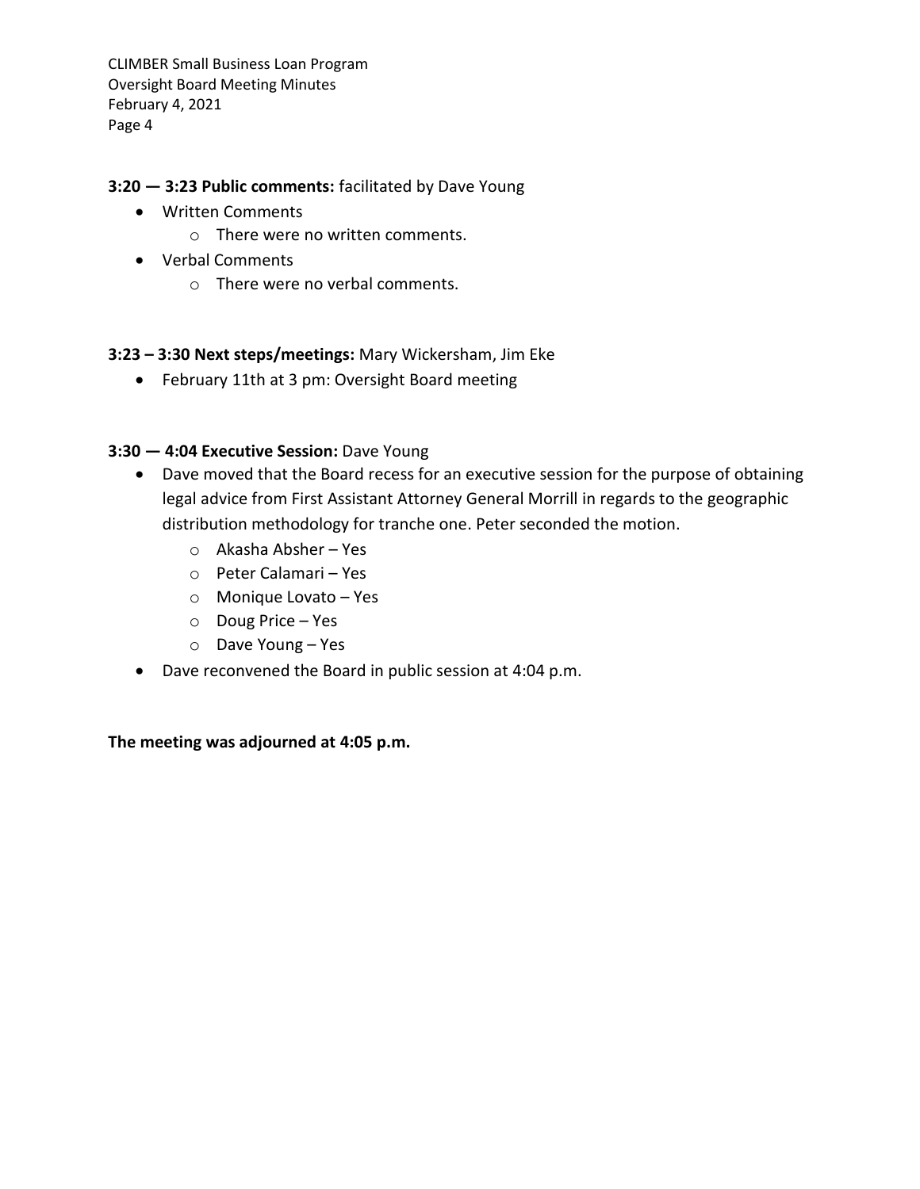**3:20 — 3:23 Public comments:** facilitated by Dave Young

- Written Comments
    - There were no written comments.
- Verbal Comments
    - There were no verbal comments.

**3:23 – 3:30 Next steps/meetings:** Mary Wickersham, Jim Eke

- February 11th at 3 pm: Oversight Board meeting

**3:30 — 4:04 Executive Session:** Dave Young

- Dave moved that the Board recess for an executive session for the purpose of obtaining legal advice from First Assistant Attorney General Morrill in regards to the geographic distribution methodology for tranche one. Peter seconded the motion.
    - Akasha Absher – Yes
    - Peter Calamari – Yes
    - Monique Lovato – Yes
    - Doug Price – Yes
    - Dave Young – Yes
- Dave reconvened the Board in public session at 4:04 p.m.

**The meeting was adjourned at 4:05 p.m.**